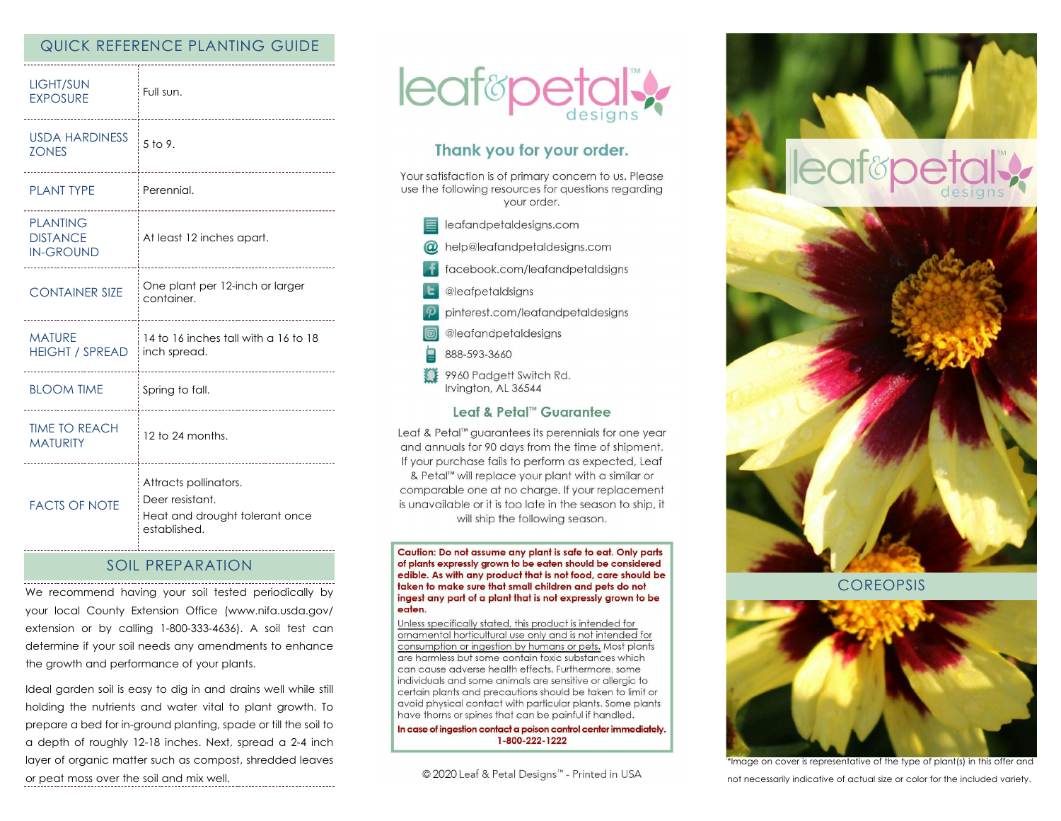## QUICK REFERENCE PLANTING GUIDE

| | |
|---|---|
| LIGHT/SUN EXPOSURE | Full sun. |
| USDA HARDINESS ZONES | 5 to 9. |
| PLANT TYPE | Perennial. |
| PLANTING DISTANCE IN-GROUND | At least 12 inches apart. |
| CONTAINER SIZE | One plant per 12-inch or larger container. |
| MATURE HEIGHT / SPREAD | 14 to 16 inches tall with a 16 to 18 inch spread. |
| BLOOM TIME | Spring to fall. |
| TIME TO REACH MATURITY | 12 to 24 months. |
| FACTS OF NOTE | Attracts pollinators. Deer resistant. Heat and drought tolerant once established. |

## SOIL PREPARATION

We recommend having your soil tested periodically by your local County Extension Office (www.nifa.usda.gov/extension or by calling 1-800-333-4636). A soil test can determine if your soil needs any amendments to enhance the growth and performance of your plants.

Ideal garden soil is easy to dig in and drains well while still holding the nutrients and water vital to plant growth. To prepare a bed for in-ground planting, spade or till the soil to a depth of roughly 12-18 inches. Next, spread a 2-4 inch layer of organic matter such as compost, shredded leaves or peat moss over the soil and mix well.

leaf&petal™ designs

### Thank you for your order.

Your satisfaction is of primary concern to us. Please use the following resources for questions regarding your order.

- leafandpetaldesigns.com
- help@leafandpetaldesigns.com
- facebook.com/leafandpetaldsigns
- @leafpetaldsigns
- pinterest.com/leafandpetaldesigns
- @leafandpetaldesigns
- 888-593-3660
- 9960 Padgett Switch Rd.
  Irvington, AL 36544

### Leaf & Petal™ Guarantee

Leaf & Petal™ guarantees its perennials for one year and annuals for 90 days from the time of shipment. If your purchase fails to perform as expected, Leaf & Petal™ will replace your plant with a similar or comparable one at no charge. If your replacement is unavailable or it is too late in the season to ship, it will ship the following season.

**Caution: Do not assume any plant is safe to eat. Only parts of plants expressly grown to be eaten should be considered edible. As with any product that is not food, care should be taken to make sure that small children and pets do not ingest any part of a plant that is not expressly grown to be eaten.**

Unless specifically stated, this product is intended for ornamental horticultural use only and is not intended for consumption or ingestion by humans or pets. Most plants are harmless but some contain toxic substances which can cause adverse health effects. Furthermore, some individuals and some animals are sensitive or allergic to certain plants and precautions should be taken to limit or avoid physical contact with particular plants. Some plants have thorns or spines that can be painful if handled.

**In case of ingestion contact a poison control center immediately. 1-800-222-1222**

© 2020 Leaf & Petal Designs™ - Printed in USA

leaf&petal™ designs

# COREOPSIS

*Image on cover is representative of the type of plant(s) in this offer and not necessarily indicative of actual size or color for the included variety.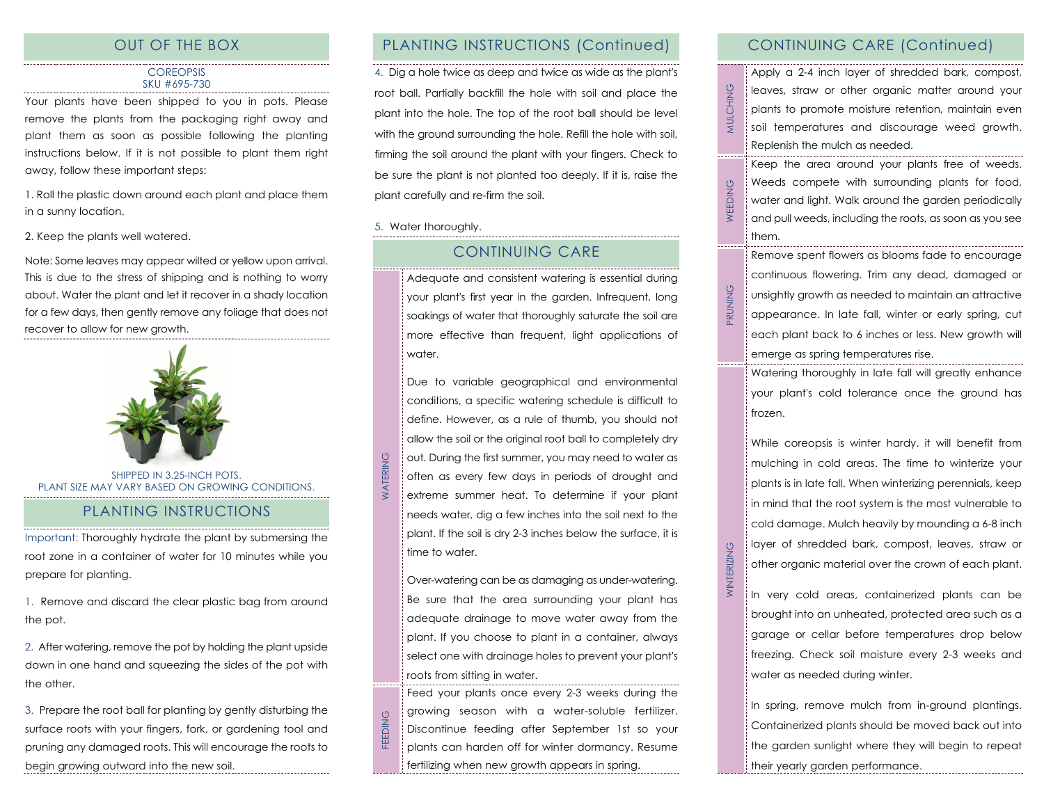## OUT OF THE BOX

COREOPSIS
SKU #695-730

Your plants have been shipped to you in pots. Please remove the plants from the packaging right away and plant them as soon as possible following the planting instructions below. If it is not possible to plant them right away, follow these important steps:

1. Roll the plastic down around each plant and place them in a sunny location.

2. Keep the plants well watered.

Note: Some leaves may appear wilted or yellow upon arrival. This is due to the stress of shipping and is nothing to worry about. Water the plant and let it recover in a shady location for a few days, then gently remove any foliage that does not recover to allow for new growth.

SHIPPED IN 3.25-INCH POTS.
PLANT SIZE MAY VARY BASED ON GROWING CONDITIONS.

## PLANTING INSTRUCTIONS

Important: Thoroughly hydrate the plant by submersing the root zone in a container of water for 10 minutes while you prepare for planting.

1. Remove and discard the clear plastic bag from around the pot.

2. After watering, remove the pot by holding the plant upside down in one hand and squeezing the sides of the pot with the other.

3. Prepare the root ball for planting by gently disturbing the surface roots with your fingers, fork, or gardening tool and pruning any damaged roots. This will encourage the roots to begin growing outward into the new soil.

## PLANTING INSTRUCTIONS (Continued)

4. Dig a hole twice as deep and twice as wide as the plant's root ball. Partially backfill the hole with soil and place the plant into the hole. The top of the root ball should be level with the ground surrounding the hole. Refill the hole with soil, firming the soil around the plant with your fingers. Check to be sure the plant is not planted too deeply. If it is, raise the plant carefully and re-firm the soil.

5. Water thoroughly.

## CONTINUING CARE

### WATERING

Adequate and consistent watering is essential during your plant's first year in the garden. Infrequent, long soakings of water that thoroughly saturate the soil are more effective than frequent, light applications of water.

Due to variable geographical and environmental conditions, a specific watering schedule is difficult to define. However, as a rule of thumb, you should not allow the soil or the original root ball to completely dry out. During the first summer, you may need to water as often as every few days in periods of drought and extreme summer heat. To determine if your plant needs water, dig a few inches into the soil next to the plant. If the soil is dry 2-3 inches below the surface, it is time to water.

Over-watering can be as damaging as under-watering. Be sure that the area surrounding your plant has adequate drainage to move water away from the plant. If you choose to plant in a container, always select one with drainage holes to prevent your plant's roots from sitting in water.

### FEEDING

Feed your plants once every 2-3 weeks during the growing season with a water-soluble fertilizer. Discontinue feeding after September 1st so your plants can harden off for winter dormancy. Resume fertilizing when new growth appears in spring.

## CONTINUING CARE (Continued)

### MULCHING

Apply a 2-4 inch layer of shredded bark, compost, leaves, straw or other organic matter around your plants to promote moisture retention, maintain even soil temperatures and discourage weed growth. Replenish the mulch as needed.

### WEEDING

Keep the area around your plants free of weeds. Weeds compete with surrounding plants for food, water and light. Walk around the garden periodically and pull weeds, including the roots, as soon as you see them.

### PRUNING

Remove spent flowers as blooms fade to encourage continuous flowering. Trim any dead, damaged or unsightly growth as needed to maintain an attractive appearance. In late fall, winter or early spring, cut each plant back to 6 inches or less. New growth will emerge as spring temperatures rise.

### WINTERIZING

Watering thoroughly in late fall will greatly enhance your plant's cold tolerance once the ground has frozen.

While coreopsis is winter hardy, it will benefit from mulching in cold areas. The time to winterize your plants is in late fall. When winterizing perennials, keep in mind that the root system is the most vulnerable to cold damage. Mulch heavily by mounding a 6-8 inch layer of shredded bark, compost, leaves, straw or other organic material over the crown of each plant.

In very cold areas, containerized plants can be brought into an unheated, protected area such as a garage or cellar before temperatures drop below freezing. Check soil moisture every 2-3 weeks and water as needed during winter.

In spring, remove mulch from in-ground plantings. Containerized plants should be moved back out into the garden sunlight where they will begin to repeat their yearly garden performance.